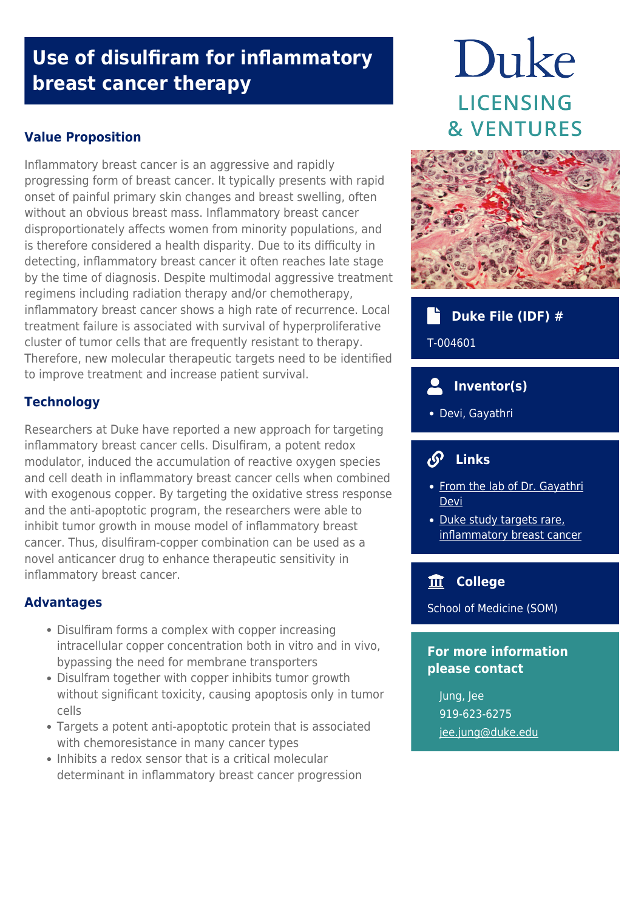# Use of disulfiram for inflammatory breast cancer therapy

Duke
LICENSING
& VENTURES

## Value Proposition

Inflammatory breast cancer is an aggressive and rapidly progressing form of breast cancer. It typically presents with rapid onset of painful primary skin changes and breast swelling, often without an obvious breast mass. Inflammatory breast cancer disproportionately affects women from minority populations, and is therefore considered a health disparity. Due to its difficulty in detecting, inflammatory breast cancer it often reaches late stage by the time of diagnosis. Despite multimodal aggressive treatment regimens including radiation therapy and/or chemotherapy, inflammatory breast cancer shows a high rate of recurrence. Local treatment failure is associated with survival of hyperproliferative cluster of tumor cells that are frequently resistant to therapy. Therefore, new molecular therapeutic targets need to be identified to improve treatment and increase patient survival.

## Technology

Researchers at Duke have reported a new approach for targeting inflammatory breast cancer cells. Disulfiram, a potent redox modulator, induced the accumulation of reactive oxygen species and cell death in inflammatory breast cancer cells when combined with exogenous copper. By targeting the oxidative stress response and the anti-apoptotic program, the researchers were able to inhibit tumor growth in mouse model of inflammatory breast cancer. Thus, disulfiram-copper combination can be used as a novel anticancer drug to enhance therapeutic sensitivity in inflammatory breast cancer.

## Advantages

- Disulfiram forms a complex with copper increasing intracellular copper concentration both in vitro and in vivo, bypassing the need for membrane transporters
- Disulfram together with copper inhibits tumor growth without significant toxicity, causing apoptosis only in tumor cells
- Targets a potent anti-apoptotic protein that is associated with chemoresistance in many cancer types
- Inhibits a redox sensor that is a critical molecular determinant in inflammatory breast cancer progression

### Duke File (IDF) #

T-004601

### Inventor(s)

- Devi, Gayathri

### Links

- From the lab of Dr. Gayathri Devi
- Duke study targets rare, inflammatory breast cancer

### College

School of Medicine (SOM)

### For more information please contact

Jung, Jee
919-623-6275
jee.jung@duke.edu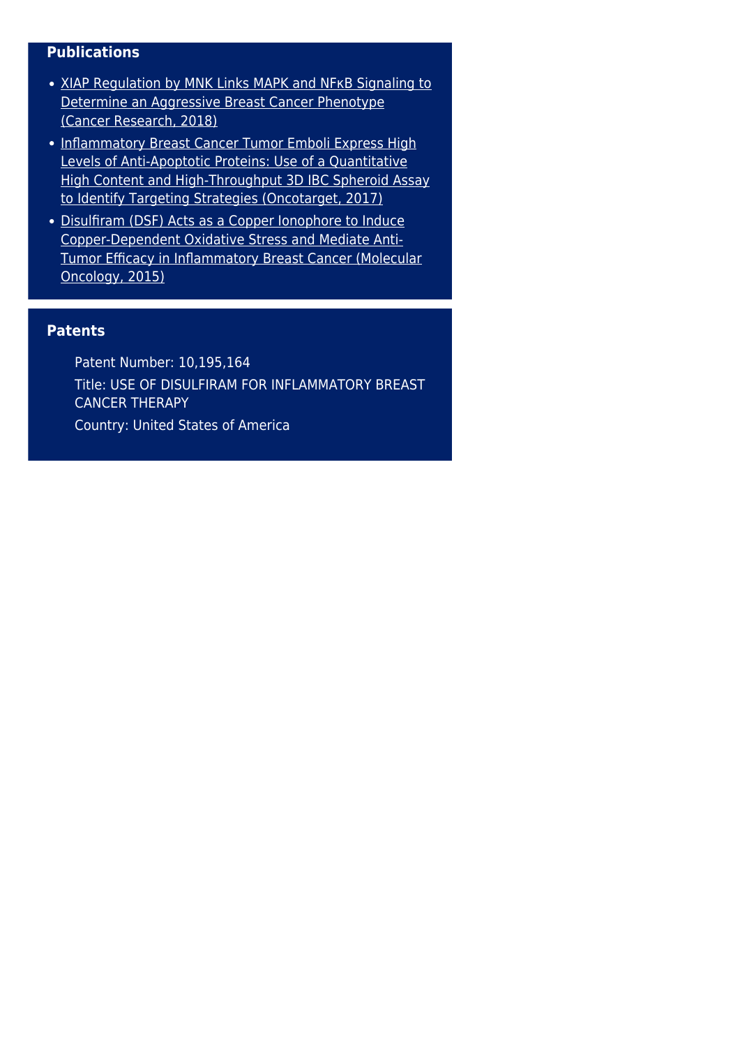## Publications

- XIAP Regulation by MNK Links MAPK and NFκB Signaling to Determine an Aggressive Breast Cancer Phenotype (Cancer Research, 2018)
- Inflammatory Breast Cancer Tumor Emboli Express High Levels of Anti-Apoptotic Proteins: Use of a Quantitative High Content and High-Throughput 3D IBC Spheroid Assay to Identify Targeting Strategies (Oncotarget, 2017)
- Disulfiram (DSF) Acts as a Copper Ionophore to Induce Copper-Dependent Oxidative Stress and Mediate Anti-Tumor Efficacy in Inflammatory Breast Cancer (Molecular Oncology, 2015)

## Patents

Patent Number: 10,195,164

Title: USE OF DISULFIRAM FOR INFLAMMATORY BREAST CANCER THERAPY

Country: United States of America